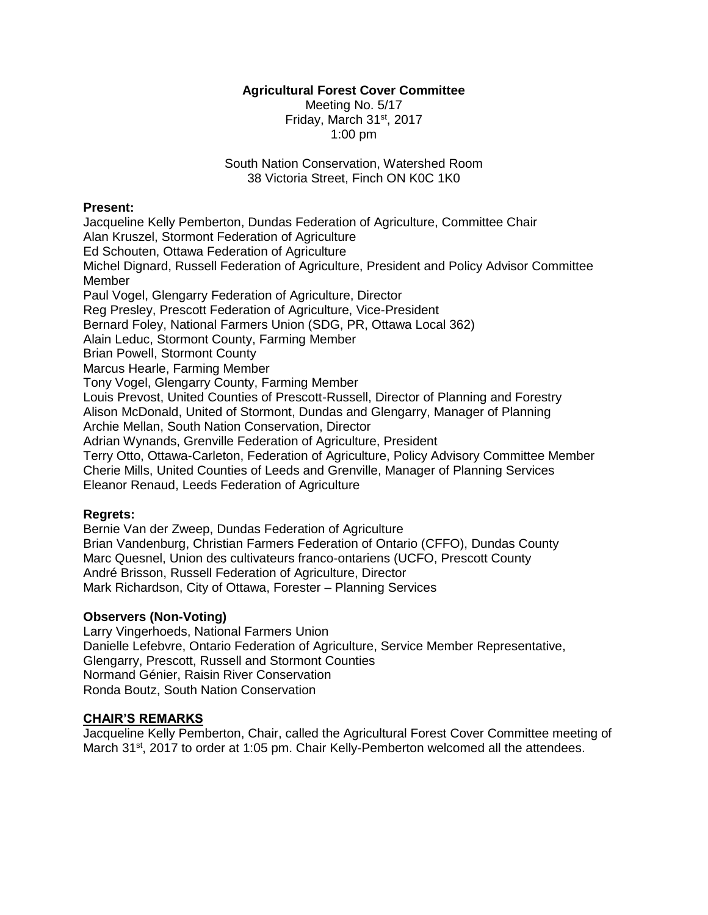**Agricultural Forest Cover Committee**

Meeting No. 5/17
Friday, March 31st, 2017
1:00 pm

South Nation Conservation, Watershed Room
38 Victoria Street, Finch ON K0C 1K0

**Present:**

Jacqueline Kelly Pemberton, Dundas Federation of Agriculture, Committee Chair
Alan Kruszel, Stormont Federation of Agriculture
Ed Schouten, Ottawa Federation of Agriculture
Michel Dignard, Russell Federation of Agriculture, President and Policy Advisor Committee Member
Paul Vogel, Glengarry Federation of Agriculture, Director
Reg Presley, Prescott Federation of Agriculture, Vice-President
Bernard Foley, National Farmers Union (SDG, PR, Ottawa Local 362)
Alain Leduc, Stormont County, Farming Member
Brian Powell, Stormont County
Marcus Hearle, Farming Member
Tony Vogel, Glengarry County, Farming Member
Louis Prevost, United Counties of Prescott-Russell, Director of Planning and Forestry
Alison McDonald, United of Stormont, Dundas and Glengarry, Manager of Planning
Archie Mellan, South Nation Conservation, Director
Adrian Wynands, Grenville Federation of Agriculture, President
Terry Otto, Ottawa-Carleton, Federation of Agriculture, Policy Advisory Committee Member
Cherie Mills, United Counties of Leeds and Grenville, Manager of Planning Services
Eleanor Renaud, Leeds Federation of Agriculture

**Regrets:**

Bernie Van der Zweep, Dundas Federation of Agriculture
Brian Vandenburg, Christian Farmers Federation of Ontario (CFFO), Dundas County
Marc Quesnel, Union des cultivateurs franco-ontariens (UCFO, Prescott County
André Brisson, Russell Federation of Agriculture, Director
Mark Richardson, City of Ottawa, Forester – Planning Services

**Observers (Non-Voting)**

Larry Vingerhoeds, National Farmers Union
Danielle Lefebvre, Ontario Federation of Agriculture, Service Member Representative, Glengarry, Prescott, Russell and Stormont Counties
Normand Génier, Raisin River Conservation
Ronda Boutz, South Nation Conservation

## CHAIR'S REMARKS

Jacqueline Kelly Pemberton, Chair, called the Agricultural Forest Cover Committee meeting of March 31st, 2017 to order at 1:05 pm. Chair Kelly-Pemberton welcomed all the attendees.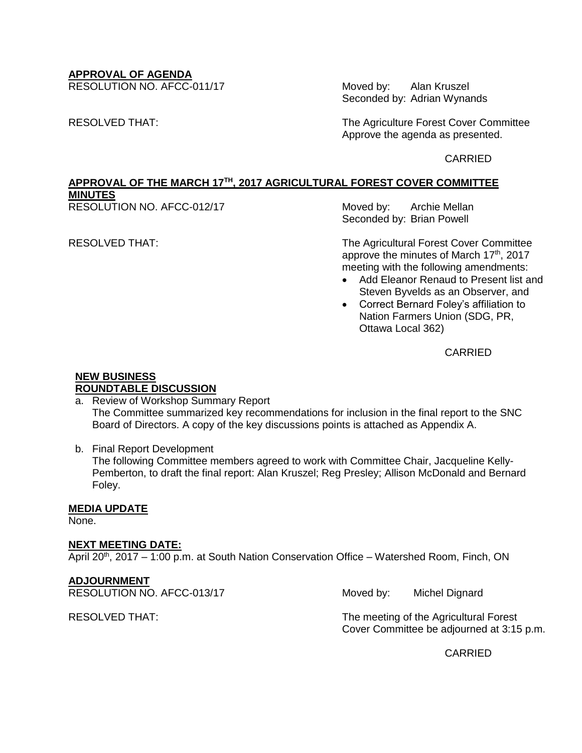**APPROVAL OF AGENDA**

RESOLUTION NO. AFCC-011/17

Moved by: Alan Kruszel
Seconded by: Adrian Wynands

RESOLVED THAT: The Agriculture Forest Cover Committee Approve the agenda as presented.

CARRIED

**APPROVAL OF THE MARCH 17TH, 2017 AGRICULTURAL FOREST COVER COMMITTEE MINUTES**

RESOLUTION NO. AFCC-012/17

Moved by: Archie Mellan
Seconded by: Brian Powell

RESOLVED THAT: The Agricultural Forest Cover Committee approve the minutes of March 17th, 2017 meeting with the following amendments:

- Add Eleanor Renaud to Present list and Steven Byvelds as an Observer, and
- Correct Bernard Foley's affiliation to Nation Farmers Union (SDG, PR, Ottawa Local 362)

CARRIED

**NEW BUSINESS**

**ROUNDTABLE DISCUSSION**

a. Review of Workshop Summary Report
The Committee summarized key recommendations for inclusion in the final report to the SNC Board of Directors. A copy of the key discussions points is attached as Appendix A.

b. Final Report Development
The following Committee members agreed to work with Committee Chair, Jacqueline Kelly-Pemberton, to draft the final report: Alan Kruszel; Reg Presley; Allison McDonald and Bernard Foley.

**MEDIA UPDATE**

None.

**NEXT MEETING DATE:**

April 20th, 2017 – 1:00 p.m. at South Nation Conservation Office – Watershed Room, Finch, ON

**ADJOURNMENT**

RESOLUTION NO. AFCC-013/17

Moved by: Michel Dignard

RESOLVED THAT: The meeting of the Agricultural Forest Cover Committee be adjourned at 3:15 p.m.

CARRIED